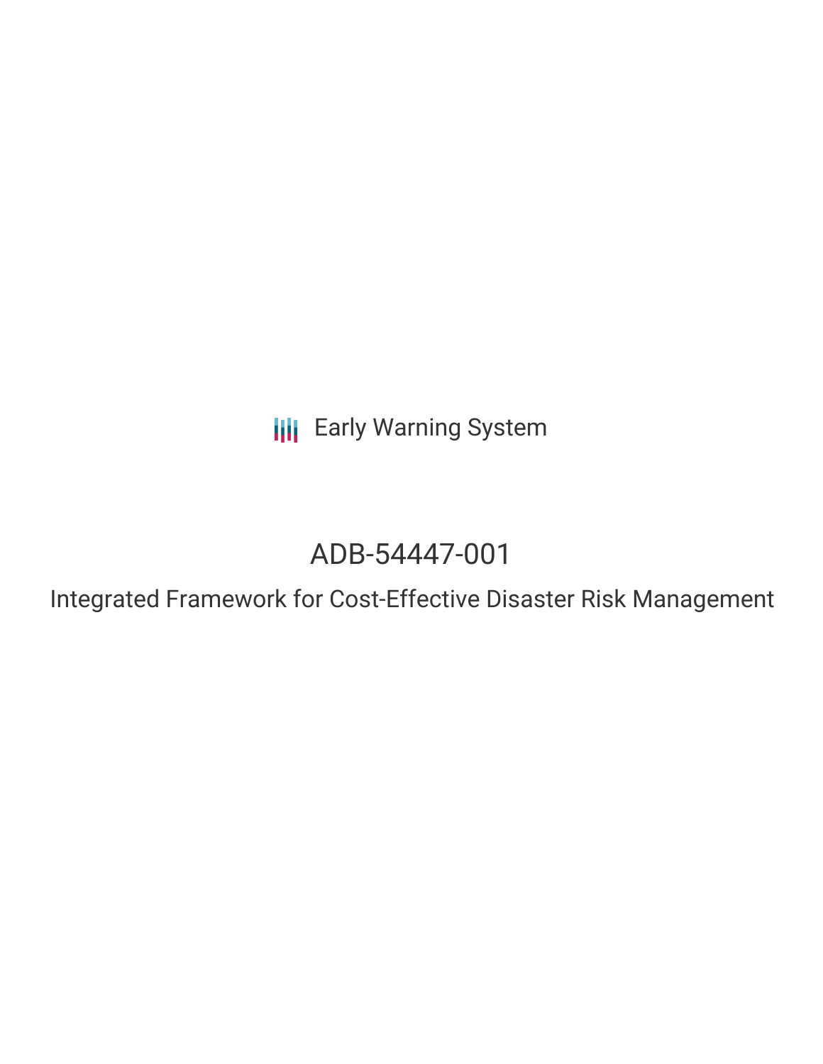Early Warning System

# ADB-54447-001

## Integrated Framework for Cost-Effective Disaster Risk Management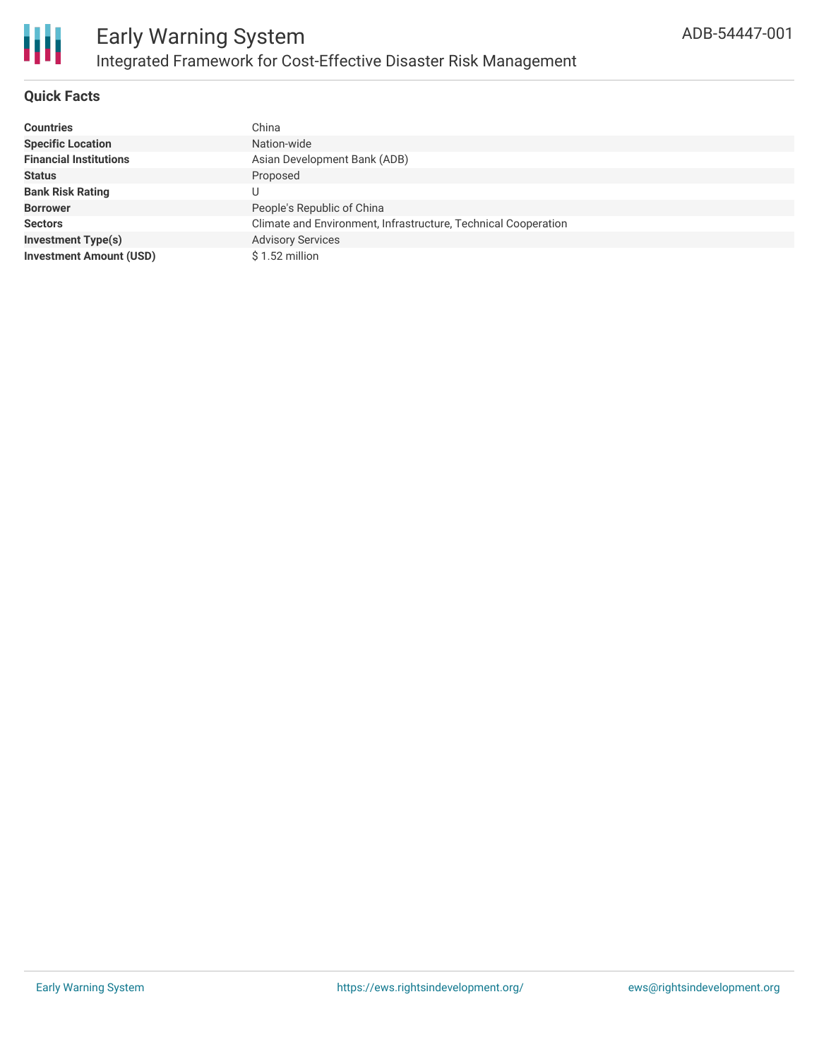# Early Warning System

## Integrated Framework for Cost-Effective Disaster Risk Management

ADB-54447-001

### Quick Facts

| | |
|---|---|
| **Countries** | China |
| **Specific Location** | Nation-wide |
| **Financial Institutions** | Asian Development Bank (ADB) |
| **Status** | Proposed |
| **Bank Risk Rating** | U |
| **Borrower** | People's Republic of China |
| **Sectors** | Climate and Environment, Infrastructure, Technical Cooperation |
| **Investment Type(s)** | Advisory Services |
| **Investment Amount (USD)** | $ 1.52 million |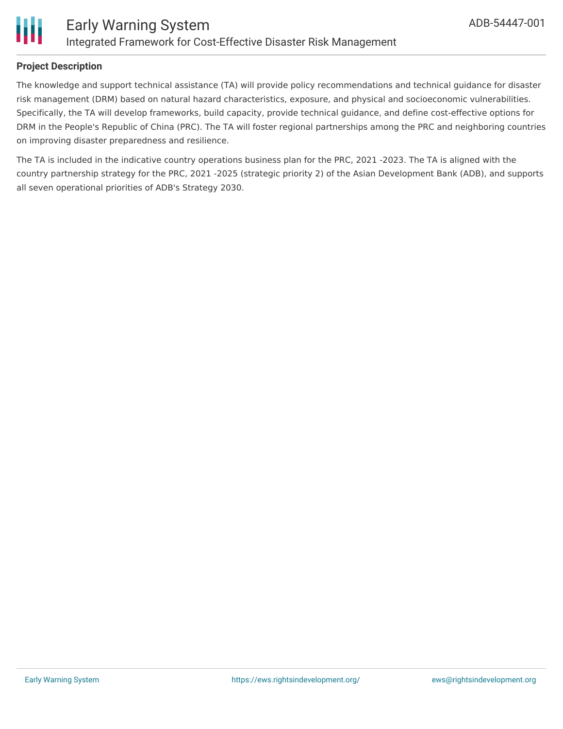**Project Description**

The knowledge and support technical assistance (TA) will provide policy recommendations and technical guidance for disaster risk management (DRM) based on natural hazard characteristics, exposure, and physical and socioeconomic vulnerabilities. Specifically, the TA will develop frameworks, build capacity, provide technical guidance, and define cost-effective options for DRM in the People's Republic of China (PRC). The TA will foster regional partnerships among the PRC and neighboring countries on improving disaster preparedness and resilience.

The TA is included in the indicative country operations business plan for the PRC, 2021 -2023. The TA is aligned with the country partnership strategy for the PRC, 2021 -2025 (strategic priority 2) of the Asian Development Bank (ADB), and supports all seven operational priorities of ADB's Strategy 2030.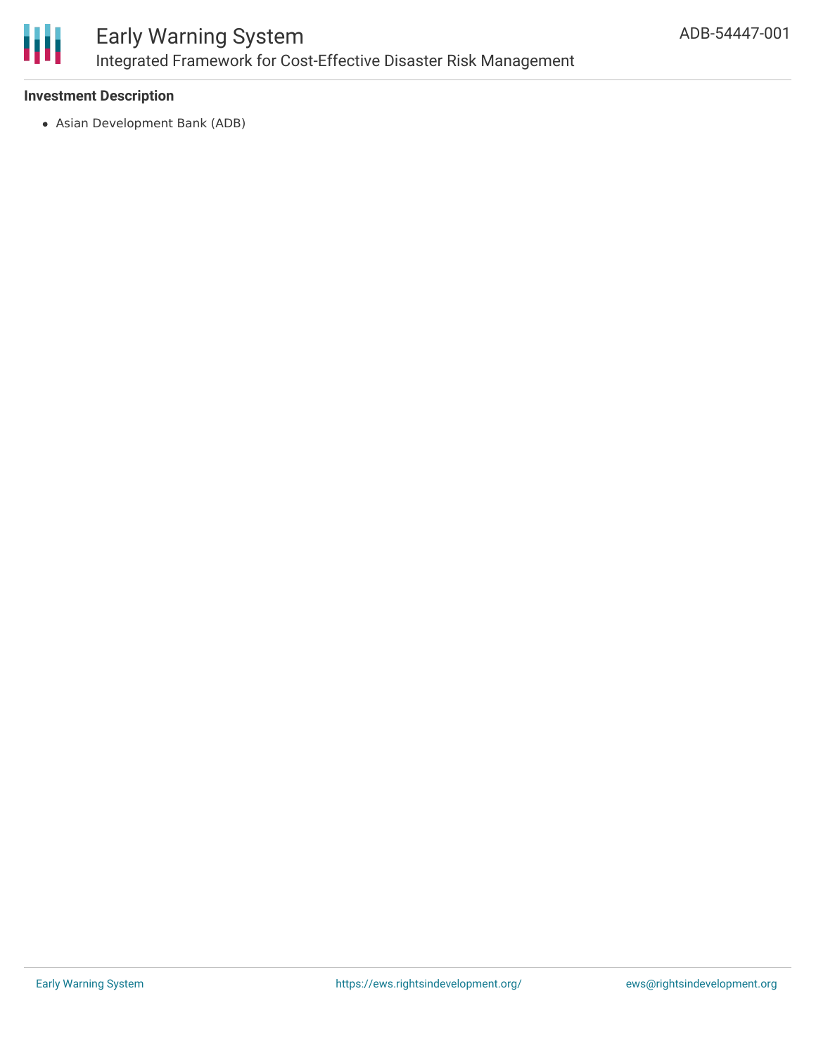**Investment Description**

- Asian Development Bank (ADB)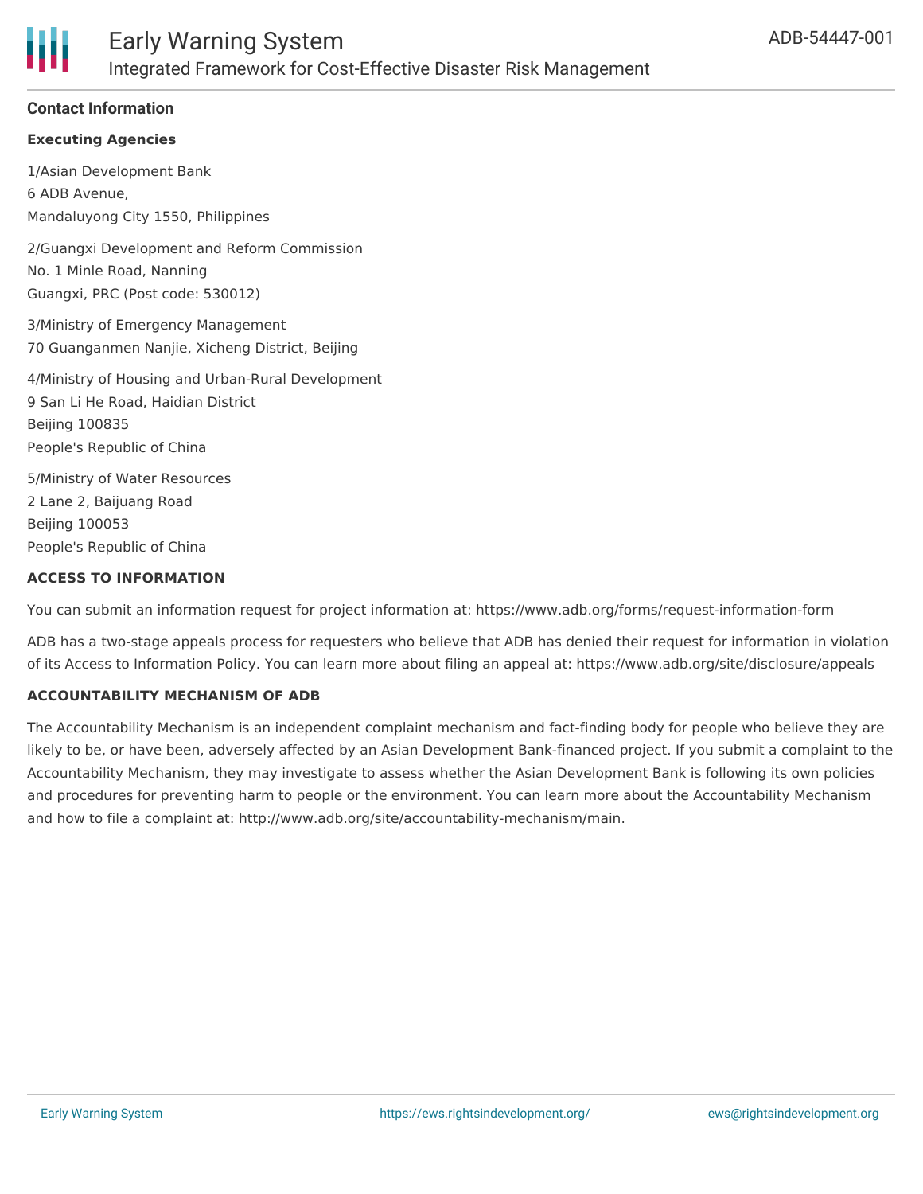## Contact Information

### Executing Agencies

1/Asian Development Bank
6 ADB Avenue,
Mandaluyong City 1550, Philippines

2/Guangxi Development and Reform Commission
No. 1 Minle Road, Nanning
Guangxi, PRC (Post code: 530012)

3/Ministry of Emergency Management
70 Guanganmen Nanjie, Xicheng District, Beijing

4/Ministry of Housing and Urban-Rural Development
9 San Li He Road, Haidian District
Beijing 100835
People's Republic of China

5/Ministry of Water Resources
2 Lane 2, Baijuang Road
Beijing 100053
People's Republic of China

### ACCESS TO INFORMATION

You can submit an information request for project information at: https://www.adb.org/forms/request-information-form

ADB has a two-stage appeals process for requesters who believe that ADB has denied their request for information in violation of its Access to Information Policy. You can learn more about filing an appeal at: https://www.adb.org/site/disclosure/appeals

### ACCOUNTABILITY MECHANISM OF ADB

The Accountability Mechanism is an independent complaint mechanism and fact-finding body for people who believe they are likely to be, or have been, adversely affected by an Asian Development Bank-financed project. If you submit a complaint to the Accountability Mechanism, they may investigate to assess whether the Asian Development Bank is following its own policies and procedures for preventing harm to people or the environment. You can learn more about the Accountability Mechanism and how to file a complaint at: http://www.adb.org/site/accountability-mechanism/main.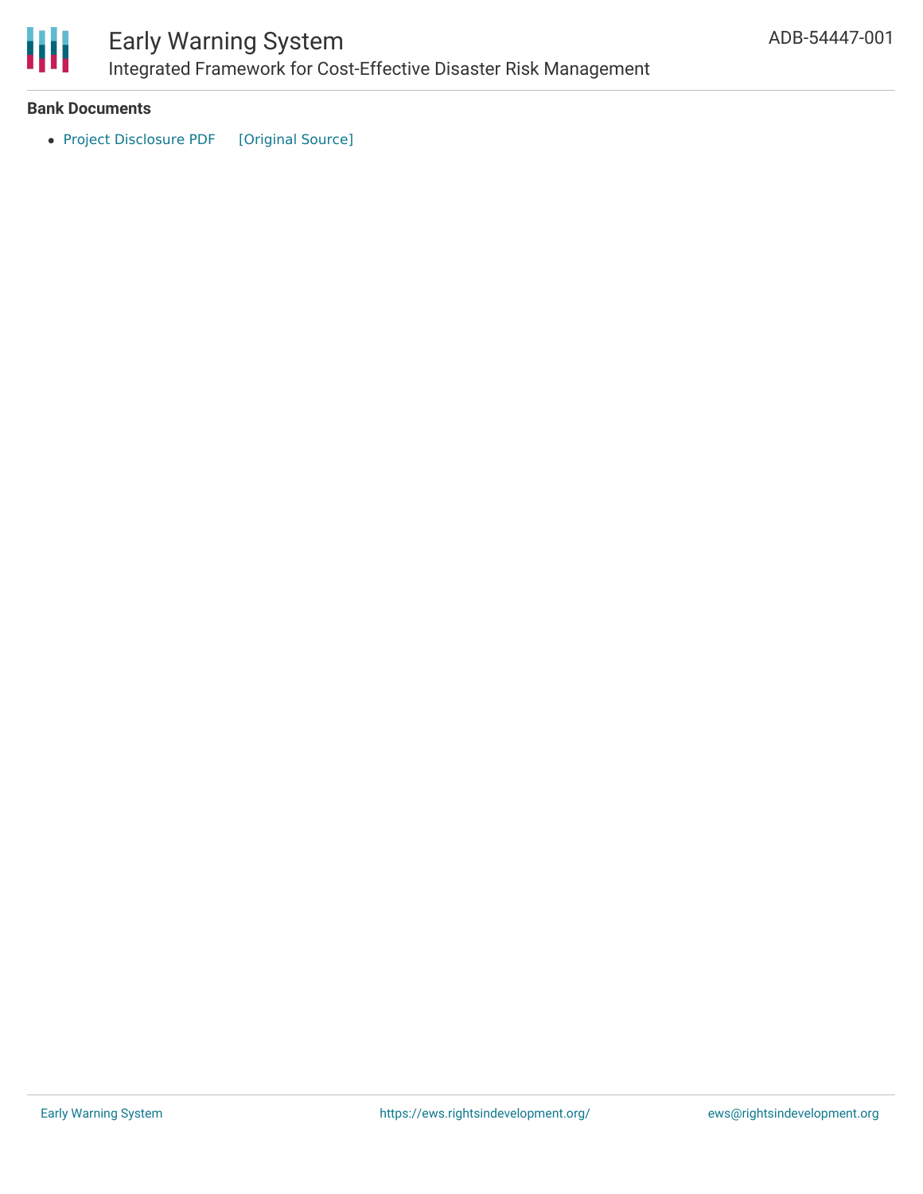**Bank Documents**

- Project Disclosure PDF [Original Source]